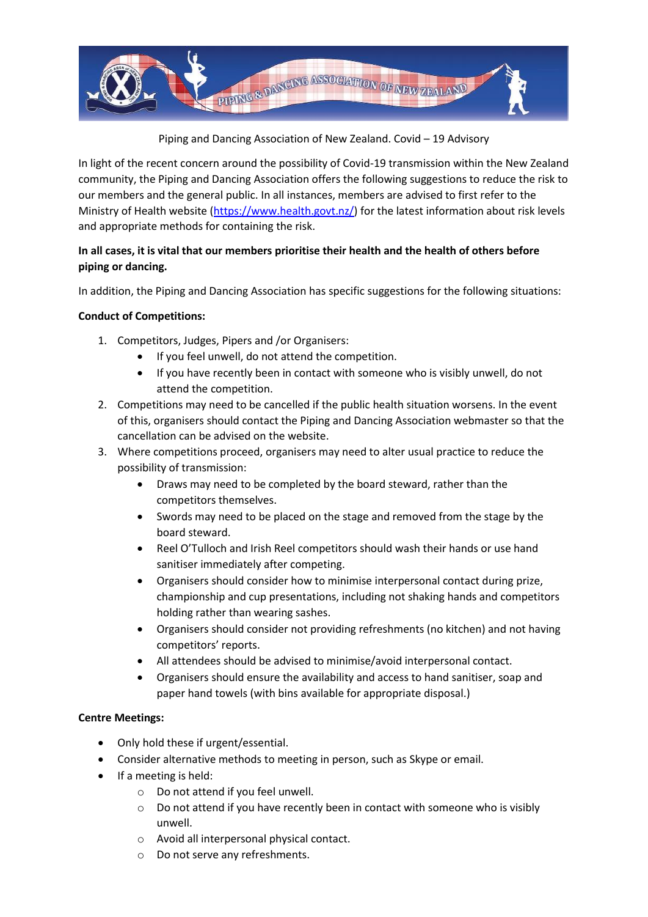Piping and Dancing Association of New Zealand. Covid – 19 Advisory

In light of the recent concern around the possibility of Covid-19 transmission within the New Zealand community, the Piping and Dancing Association offers the following suggestions to reduce the risk to our members and the general public. In all instances, members are advised to first refer to the Ministry of Health website (https://www.health.govt.nz/) for the latest information about risk levels and appropriate methods for containing the risk.

**In all cases, it is vital that our members prioritise their health and the health of others before piping or dancing.**

In addition, the Piping and Dancing Association has specific suggestions for the following situations:

**Conduct of Competitions:**

1. Competitors, Judges, Pipers and /or Organisers:
   - If you feel unwell, do not attend the competition.
   - If you have recently been in contact with someone who is visibly unwell, do not attend the competition.
2. Competitions may need to be cancelled if the public health situation worsens. In the event of this, organisers should contact the Piping and Dancing Association webmaster so that the cancellation can be advised on the website.
3. Where competitions proceed, organisers may need to alter usual practice to reduce the possibility of transmission:
   - Draws may need to be completed by the board steward, rather than the competitors themselves.
   - Swords may need to be placed on the stage and removed from the stage by the board steward.
   - Reel O'Tulloch and Irish Reel competitors should wash their hands or use hand sanitiser immediately after competing.
   - Organisers should consider how to minimise interpersonal contact during prize, championship and cup presentations, including not shaking hands and competitors holding rather than wearing sashes.
   - Organisers should consider not providing refreshments (no kitchen) and not having competitors' reports.
   - All attendees should be advised to minimise/avoid interpersonal contact.
   - Organisers should ensure the availability and access to hand sanitiser, soap and paper hand towels (with bins available for appropriate disposal.)

**Centre Meetings:**

- Only hold these if urgent/essential.
- Consider alternative methods to meeting in person, such as Skype or email.
- If a meeting is held:
  - Do not attend if you feel unwell.
  - Do not attend if you have recently been in contact with someone who is visibly unwell.
  - Avoid all interpersonal physical contact.
  - Do not serve any refreshments.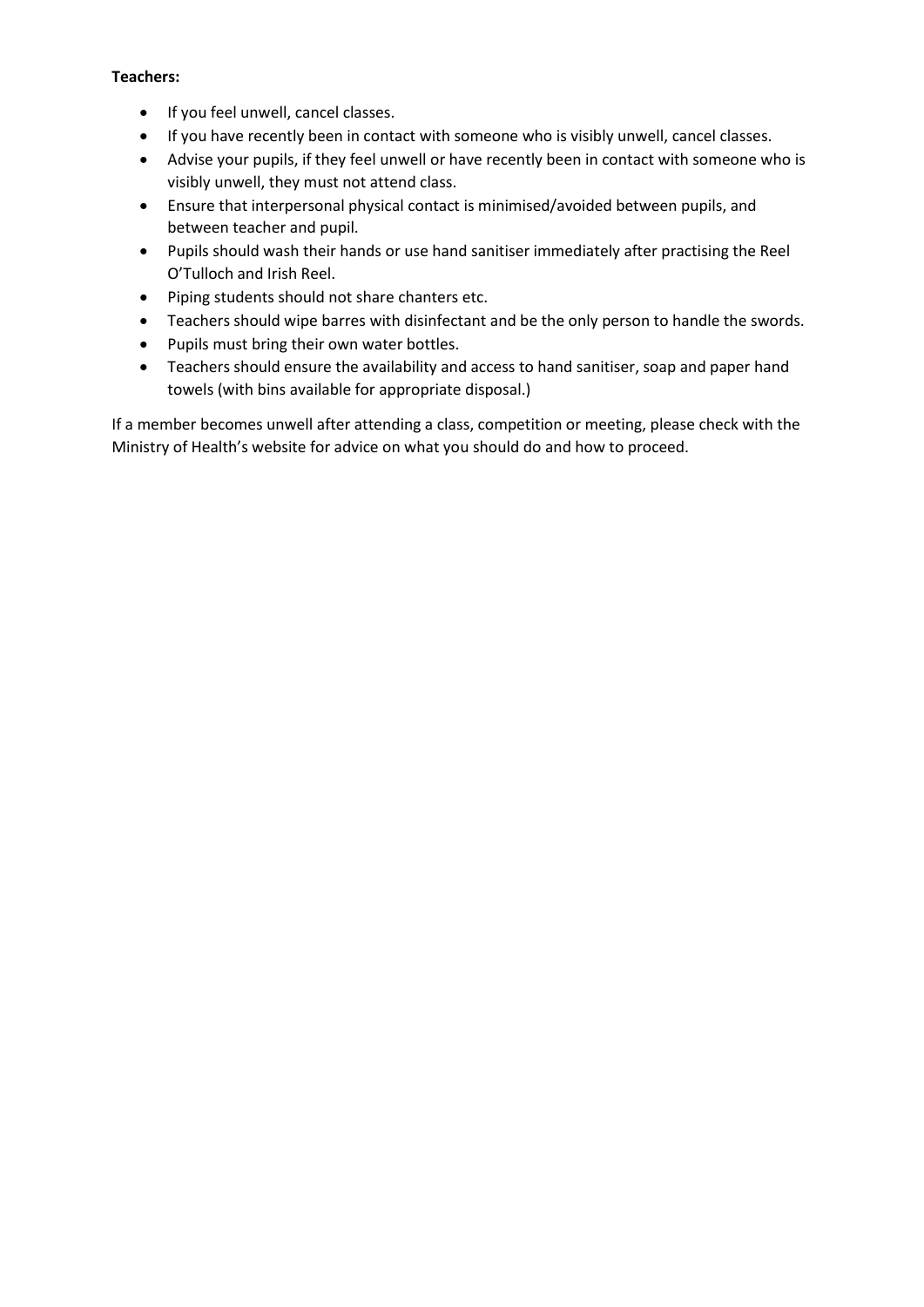**Teachers:**

- If you feel unwell, cancel classes.
- If you have recently been in contact with someone who is visibly unwell, cancel classes.
- Advise your pupils, if they feel unwell or have recently been in contact with someone who is visibly unwell, they must not attend class.
- Ensure that interpersonal physical contact is minimised/avoided between pupils, and between teacher and pupil.
- Pupils should wash their hands or use hand sanitiser immediately after practising the Reel O'Tulloch and Irish Reel.
- Piping students should not share chanters etc.
- Teachers should wipe barres with disinfectant and be the only person to handle the swords.
- Pupils must bring their own water bottles.
- Teachers should ensure the availability and access to hand sanitiser, soap and paper hand towels (with bins available for appropriate disposal.)

If a member becomes unwell after attending a class, competition or meeting, please check with the Ministry of Health's website for advice on what you should do and how to proceed.